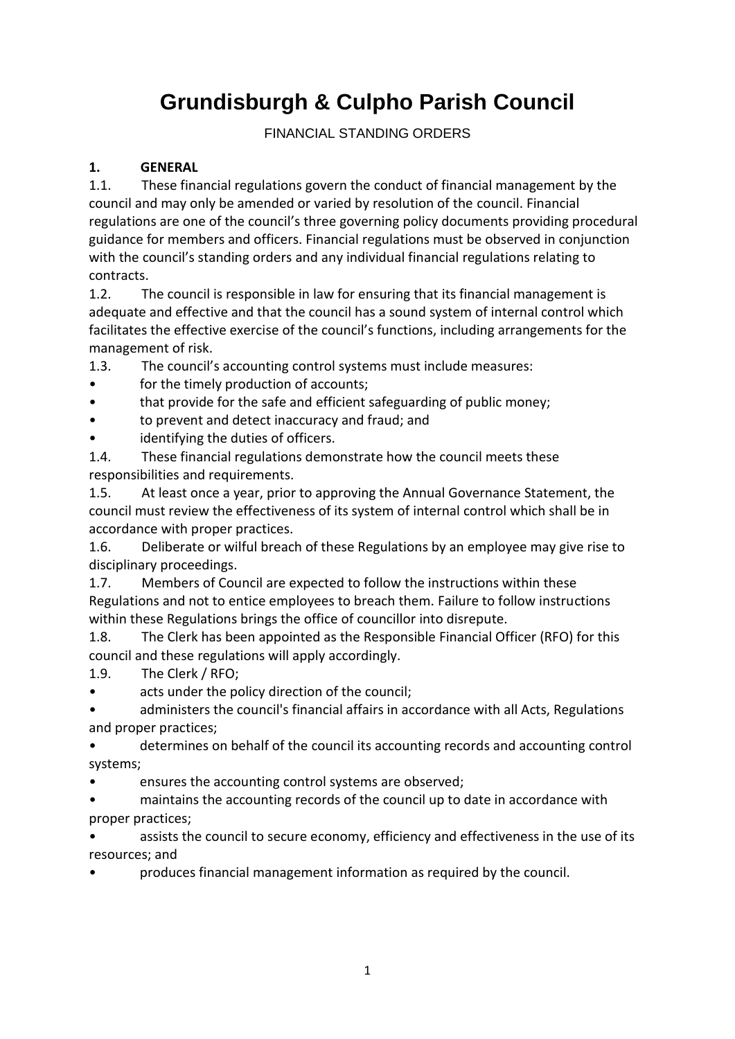# Grundisburgh & Culpho Parish Council

FINANCIAL STANDING ORDERS

## 1. GENERAL

1.1. These financial regulations govern the conduct of financial management by the council and may only be amended or varied by resolution of the council. Financial regulations are one of the council's three governing policy documents providing procedural guidance for members and officers. Financial regulations must be observed in conjunction with the council's standing orders and any individual financial regulations relating to contracts.

1.2. The council is responsible in law for ensuring that its financial management is adequate and effective and that the council has a sound system of internal control which facilitates the effective exercise of the council's functions, including arrangements for the management of risk.

1.3. The council's accounting control systems must include measures:

- for the timely production of accounts;
- that provide for the safe and efficient safeguarding of public money;
- to prevent and detect inaccuracy and fraud; and
- identifying the duties of officers.

1.4. These financial regulations demonstrate how the council meets these responsibilities and requirements.

1.5. At least once a year, prior to approving the Annual Governance Statement, the council must review the effectiveness of its system of internal control which shall be in accordance with proper practices.

1.6. Deliberate or wilful breach of these Regulations by an employee may give rise to disciplinary proceedings.

1.7. Members of Council are expected to follow the instructions within these Regulations and not to entice employees to breach them. Failure to follow instructions within these Regulations brings the office of councillor into disrepute.

1.8. The Clerk has been appointed as the Responsible Financial Officer (RFO) for this council and these regulations will apply accordingly.

1.9. The Clerk / RFO;

- acts under the policy direction of the council;
- administers the council's financial affairs in accordance with all Acts, Regulations and proper practices;
- determines on behalf of the council its accounting records and accounting control systems;
- ensures the accounting control systems are observed;
- maintains the accounting records of the council up to date in accordance with proper practices;
- assists the council to secure economy, efficiency and effectiveness in the use of its resources; and
- produces financial management information as required by the council.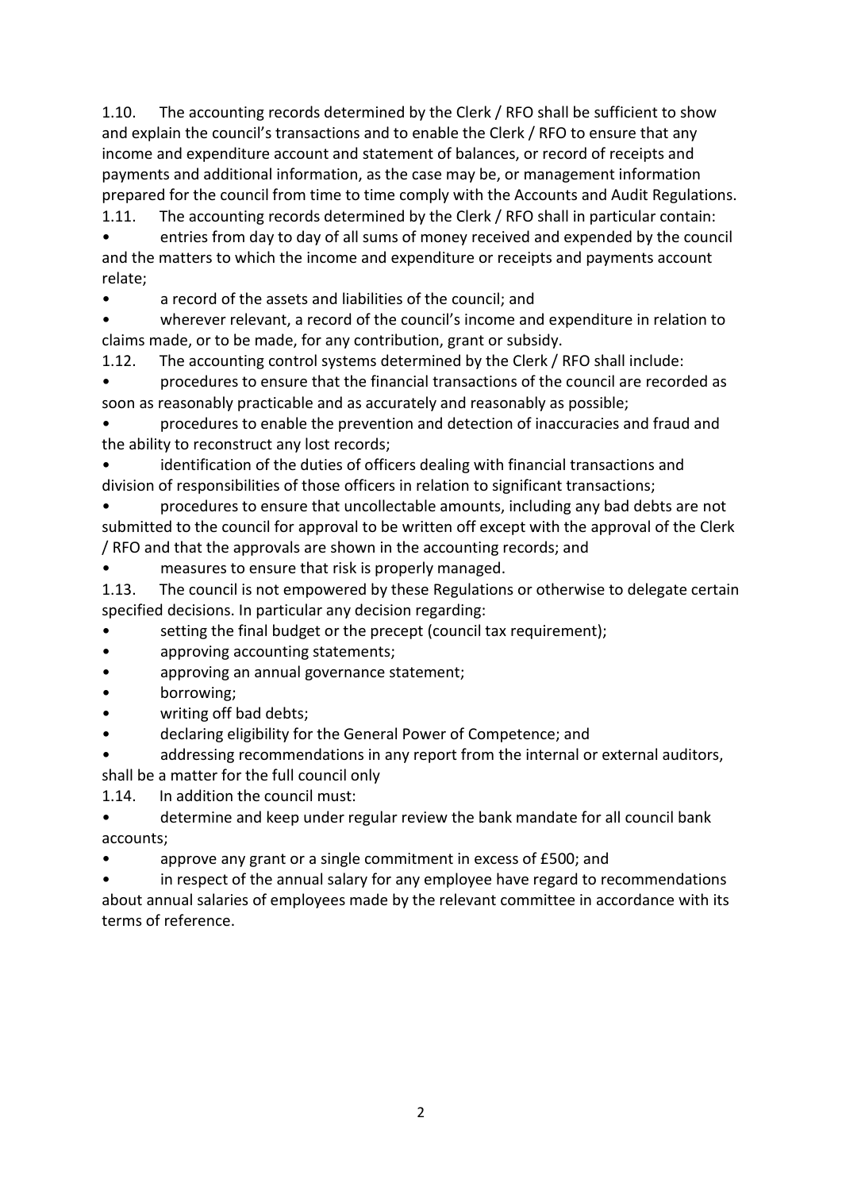1.10. The accounting records determined by the Clerk / RFO shall be sufficient to show and explain the council's transactions and to enable the Clerk / RFO to ensure that any income and expenditure account and statement of balances, or record of receipts and payments and additional information, as the case may be, or management information prepared for the council from time to time comply with the Accounts and Audit Regulations.

1.11. The accounting records determined by the Clerk / RFO shall in particular contain:

- entries from day to day of all sums of money received and expended by the council and the matters to which the income and expenditure or receipts and payments account relate;
- a record of the assets and liabilities of the council; and
- wherever relevant, a record of the council's income and expenditure in relation to claims made, or to be made, for any contribution, grant or subsidy.

1.12. The accounting control systems determined by the Clerk / RFO shall include:

- procedures to ensure that the financial transactions of the council are recorded as soon as reasonably practicable and as accurately and reasonably as possible;
- procedures to enable the prevention and detection of inaccuracies and fraud and the ability to reconstruct any lost records;
- identification of the duties of officers dealing with financial transactions and division of responsibilities of those officers in relation to significant transactions;
- procedures to ensure that uncollectable amounts, including any bad debts are not submitted to the council for approval to be written off except with the approval of the Clerk / RFO and that the approvals are shown in the accounting records; and
- measures to ensure that risk is properly managed.

1.13. The council is not empowered by these Regulations or otherwise to delegate certain specified decisions. In particular any decision regarding:

- setting the final budget or the precept (council tax requirement);
- approving accounting statements;
- approving an annual governance statement;
- borrowing;
- writing off bad debts;
- declaring eligibility for the General Power of Competence; and
- addressing recommendations in any report from the internal or external auditors,

shall be a matter for the full council only

1.14. In addition the council must:

- determine and keep under regular review the bank mandate for all council bank accounts;
- approve any grant or a single commitment in excess of £500; and
- in respect of the annual salary for any employee have regard to recommendations about annual salaries of employees made by the relevant committee in accordance with its terms of reference.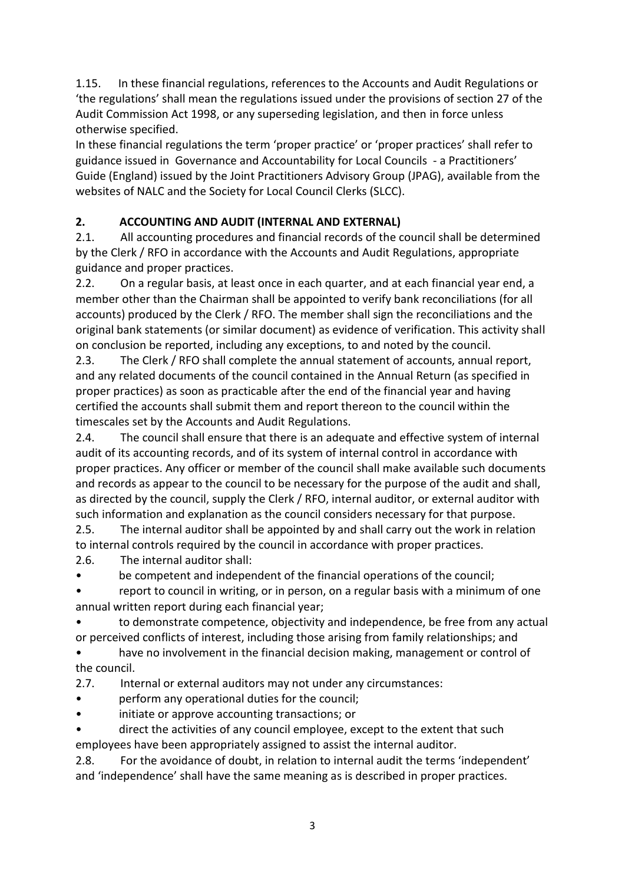1.15. In these financial regulations, references to the Accounts and Audit Regulations or 'the regulations' shall mean the regulations issued under the provisions of section 27 of the Audit Commission Act 1998, or any superseding legislation, and then in force unless otherwise specified.

In these financial regulations the term 'proper practice' or 'proper practices' shall refer to guidance issued in Governance and Accountability for Local Councils - a Practitioners' Guide (England) issued by the Joint Practitioners Advisory Group (JPAG), available from the websites of NALC and the Society for Local Council Clerks (SLCC).

## 2. ACCOUNTING AND AUDIT (INTERNAL AND EXTERNAL)

2.1. All accounting procedures and financial records of the council shall be determined by the Clerk / RFO in accordance with the Accounts and Audit Regulations, appropriate guidance and proper practices.

2.2. On a regular basis, at least once in each quarter, and at each financial year end, a member other than the Chairman shall be appointed to verify bank reconciliations (for all accounts) produced by the Clerk / RFO. The member shall sign the reconciliations and the original bank statements (or similar document) as evidence of verification. This activity shall on conclusion be reported, including any exceptions, to and noted by the council.

2.3. The Clerk / RFO shall complete the annual statement of accounts, annual report, and any related documents of the council contained in the Annual Return (as specified in proper practices) as soon as practicable after the end of the financial year and having certified the accounts shall submit them and report thereon to the council within the timescales set by the Accounts and Audit Regulations.

2.4. The council shall ensure that there is an adequate and effective system of internal audit of its accounting records, and of its system of internal control in accordance with proper practices. Any officer or member of the council shall make available such documents and records as appear to the council to be necessary for the purpose of the audit and shall, as directed by the council, supply the Clerk / RFO, internal auditor, or external auditor with such information and explanation as the council considers necessary for that purpose.

2.5. The internal auditor shall be appointed by and shall carry out the work in relation to internal controls required by the council in accordance with proper practices.

2.6. The internal auditor shall:

- be competent and independent of the financial operations of the council;
- report to council in writing, or in person, on a regular basis with a minimum of one annual written report during each financial year;
- to demonstrate competence, objectivity and independence, be free from any actual or perceived conflicts of interest, including those arising from family relationships; and
- have no involvement in the financial decision making, management or control of the council.

2.7. Internal or external auditors may not under any circumstances:

- perform any operational duties for the council;
- initiate or approve accounting transactions; or
- direct the activities of any council employee, except to the extent that such employees have been appropriately assigned to assist the internal auditor.

2.8. For the avoidance of doubt, in relation to internal audit the terms 'independent' and 'independence' shall have the same meaning as is described in proper practices.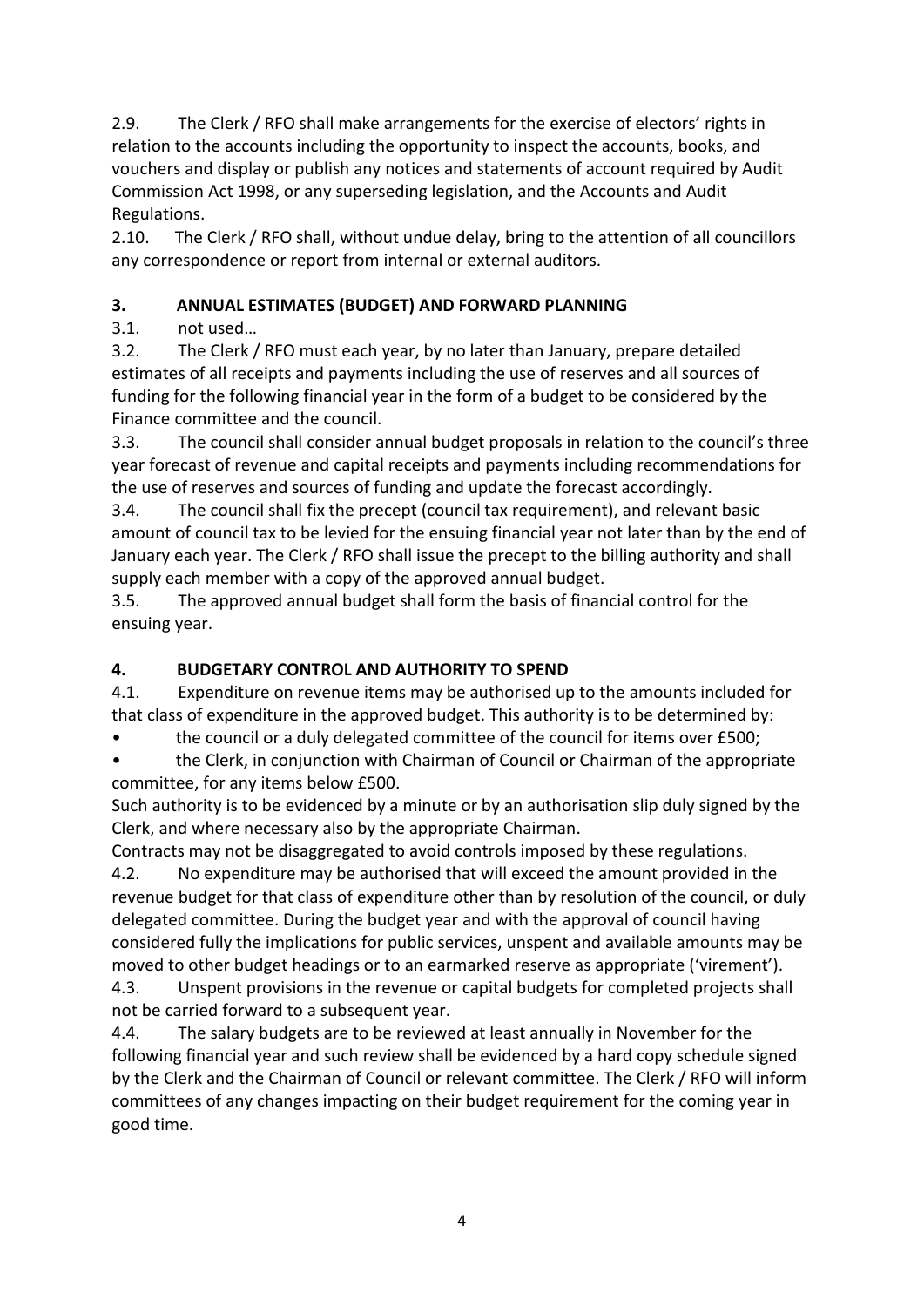2.9. The Clerk / RFO shall make arrangements for the exercise of electors' rights in relation to the accounts including the opportunity to inspect the accounts, books, and vouchers and display or publish any notices and statements of account required by Audit Commission Act 1998, or any superseding legislation, and the Accounts and Audit Regulations.

2.10. The Clerk / RFO shall, without undue delay, bring to the attention of all councillors any correspondence or report from internal or external auditors.

## 3. ANNUAL ESTIMATES (BUDGET) AND FORWARD PLANNING

3.1. not used…

3.2. The Clerk / RFO must each year, by no later than January, prepare detailed estimates of all receipts and payments including the use of reserves and all sources of funding for the following financial year in the form of a budget to be considered by the Finance committee and the council.

3.3. The council shall consider annual budget proposals in relation to the council's three year forecast of revenue and capital receipts and payments including recommendations for the use of reserves and sources of funding and update the forecast accordingly.

3.4. The council shall fix the precept (council tax requirement), and relevant basic amount of council tax to be levied for the ensuing financial year not later than by the end of January each year. The Clerk / RFO shall issue the precept to the billing authority and shall supply each member with a copy of the approved annual budget.

3.5. The approved annual budget shall form the basis of financial control for the ensuing year.

## 4. BUDGETARY CONTROL AND AUTHORITY TO SPEND

4.1. Expenditure on revenue items may be authorised up to the amounts included for that class of expenditure in the approved budget. This authority is to be determined by:

- the council or a duly delegated committee of the council for items over £500;
- the Clerk, in conjunction with Chairman of Council or Chairman of the appropriate committee, for any items below £500.

Such authority is to be evidenced by a minute or by an authorisation slip duly signed by the Clerk, and where necessary also by the appropriate Chairman.

Contracts may not be disaggregated to avoid controls imposed by these regulations.

4.2. No expenditure may be authorised that will exceed the amount provided in the revenue budget for that class of expenditure other than by resolution of the council, or duly delegated committee. During the budget year and with the approval of council having considered fully the implications for public services, unspent and available amounts may be moved to other budget headings or to an earmarked reserve as appropriate ('virement').

4.3. Unspent provisions in the revenue or capital budgets for completed projects shall not be carried forward to a subsequent year.

4.4. The salary budgets are to be reviewed at least annually in November for the following financial year and such review shall be evidenced by a hard copy schedule signed by the Clerk and the Chairman of Council or relevant committee. The Clerk / RFO will inform committees of any changes impacting on their budget requirement for the coming year in good time.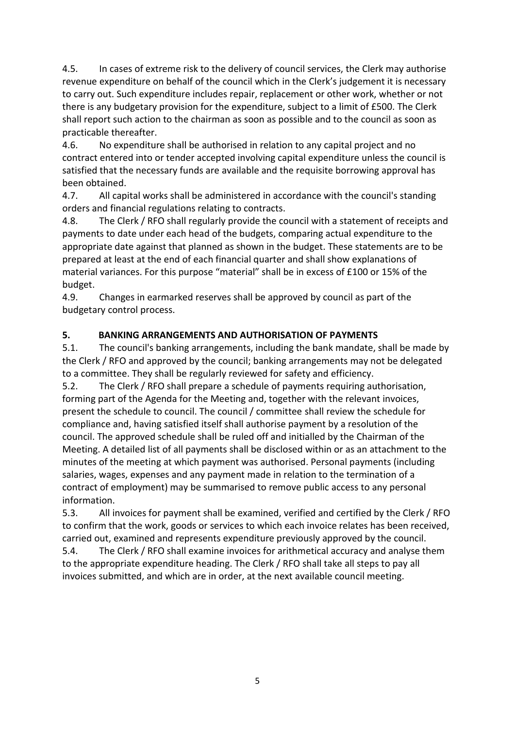4.5. In cases of extreme risk to the delivery of council services, the Clerk may authorise revenue expenditure on behalf of the council which in the Clerk's judgement it is necessary to carry out. Such expenditure includes repair, replacement or other work, whether or not there is any budgetary provision for the expenditure, subject to a limit of £500. The Clerk shall report such action to the chairman as soon as possible and to the council as soon as practicable thereafter.

4.6. No expenditure shall be authorised in relation to any capital project and no contract entered into or tender accepted involving capital expenditure unless the council is satisfied that the necessary funds are available and the requisite borrowing approval has been obtained.

4.7. All capital works shall be administered in accordance with the council's standing orders and financial regulations relating to contracts.

4.8. The Clerk / RFO shall regularly provide the council with a statement of receipts and payments to date under each head of the budgets, comparing actual expenditure to the appropriate date against that planned as shown in the budget. These statements are to be prepared at least at the end of each financial quarter and shall show explanations of material variances. For this purpose "material" shall be in excess of £100 or 15% of the budget.

4.9. Changes in earmarked reserves shall be approved by council as part of the budgetary control process.

## 5. BANKING ARRANGEMENTS AND AUTHORISATION OF PAYMENTS

5.1. The council's banking arrangements, including the bank mandate, shall be made by the Clerk / RFO and approved by the council; banking arrangements may not be delegated to a committee. They shall be regularly reviewed for safety and efficiency.

5.2. The Clerk / RFO shall prepare a schedule of payments requiring authorisation, forming part of the Agenda for the Meeting and, together with the relevant invoices, present the schedule to council. The council / committee shall review the schedule for compliance and, having satisfied itself shall authorise payment by a resolution of the council. The approved schedule shall be ruled off and initialled by the Chairman of the Meeting. A detailed list of all payments shall be disclosed within or as an attachment to the minutes of the meeting at which payment was authorised. Personal payments (including salaries, wages, expenses and any payment made in relation to the termination of a contract of employment) may be summarised to remove public access to any personal information.

5.3. All invoices for payment shall be examined, verified and certified by the Clerk / RFO to confirm that the work, goods or services to which each invoice relates has been received, carried out, examined and represents expenditure previously approved by the council.

5.4. The Clerk / RFO shall examine invoices for arithmetical accuracy and analyse them to the appropriate expenditure heading. The Clerk / RFO shall take all steps to pay all invoices submitted, and which are in order, at the next available council meeting.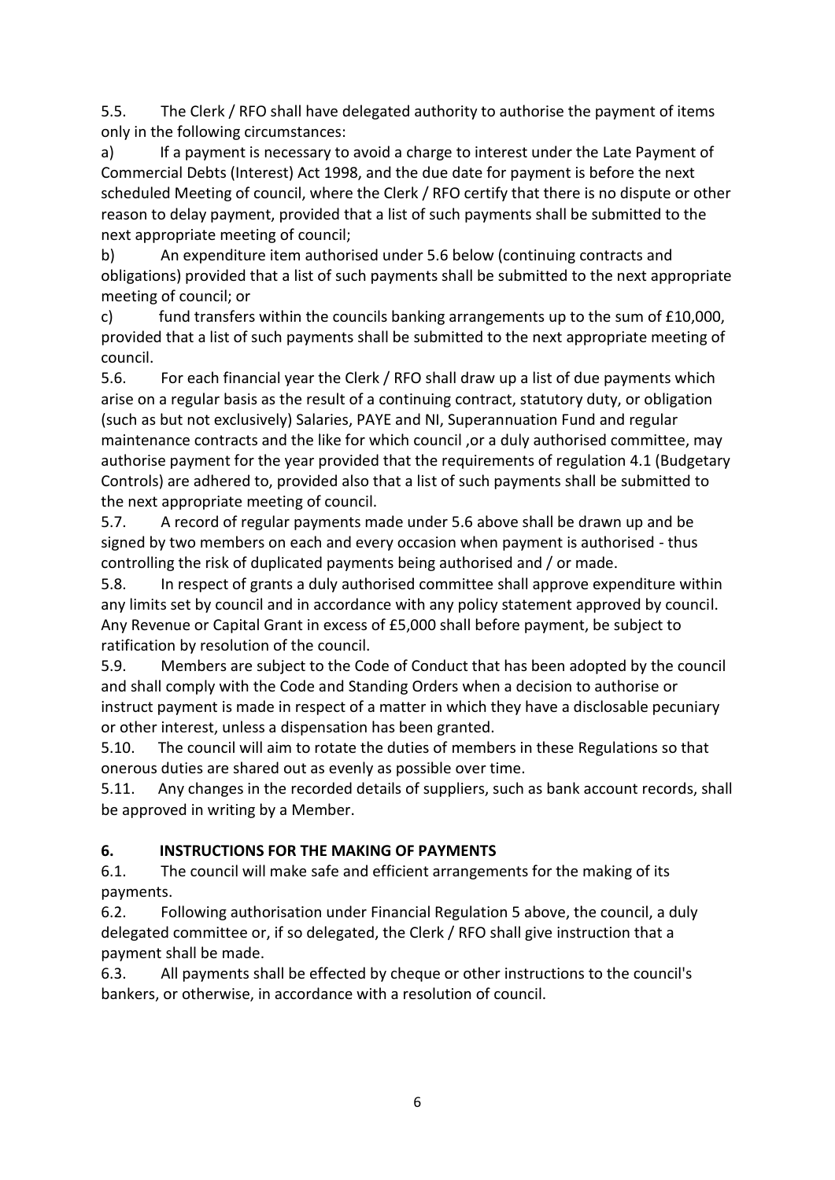5.5. The Clerk / RFO shall have delegated authority to authorise the payment of items only in the following circumstances:

a) If a payment is necessary to avoid a charge to interest under the Late Payment of Commercial Debts (Interest) Act 1998, and the due date for payment is before the next scheduled Meeting of council, where the Clerk / RFO certify that there is no dispute or other reason to delay payment, provided that a list of such payments shall be submitted to the next appropriate meeting of council;

b) An expenditure item authorised under 5.6 below (continuing contracts and obligations) provided that a list of such payments shall be submitted to the next appropriate meeting of council; or

c) fund transfers within the councils banking arrangements up to the sum of £10,000, provided that a list of such payments shall be submitted to the next appropriate meeting of council.

5.6. For each financial year the Clerk / RFO shall draw up a list of due payments which arise on a regular basis as the result of a continuing contract, statutory duty, or obligation (such as but not exclusively) Salaries, PAYE and NI, Superannuation Fund and regular maintenance contracts and the like for which council ,or a duly authorised committee, may authorise payment for the year provided that the requirements of regulation 4.1 (Budgetary Controls) are adhered to, provided also that a list of such payments shall be submitted to the next appropriate meeting of council.

5.7. A record of regular payments made under 5.6 above shall be drawn up and be signed by two members on each and every occasion when payment is authorised - thus controlling the risk of duplicated payments being authorised and / or made.

5.8. In respect of grants a duly authorised committee shall approve expenditure within any limits set by council and in accordance with any policy statement approved by council. Any Revenue or Capital Grant in excess of £5,000 shall before payment, be subject to ratification by resolution of the council.

5.9. Members are subject to the Code of Conduct that has been adopted by the council and shall comply with the Code and Standing Orders when a decision to authorise or instruct payment is made in respect of a matter in which they have a disclosable pecuniary or other interest, unless a dispensation has been granted.

5.10. The council will aim to rotate the duties of members in these Regulations so that onerous duties are shared out as evenly as possible over time.

5.11. Any changes in the recorded details of suppliers, such as bank account records, shall be approved in writing by a Member.

## 6. INSTRUCTIONS FOR THE MAKING OF PAYMENTS

6.1. The council will make safe and efficient arrangements for the making of its payments.

6.2. Following authorisation under Financial Regulation 5 above, the council, a duly delegated committee or, if so delegated, the Clerk / RFO shall give instruction that a payment shall be made.

6.3. All payments shall be effected by cheque or other instructions to the council's bankers, or otherwise, in accordance with a resolution of council.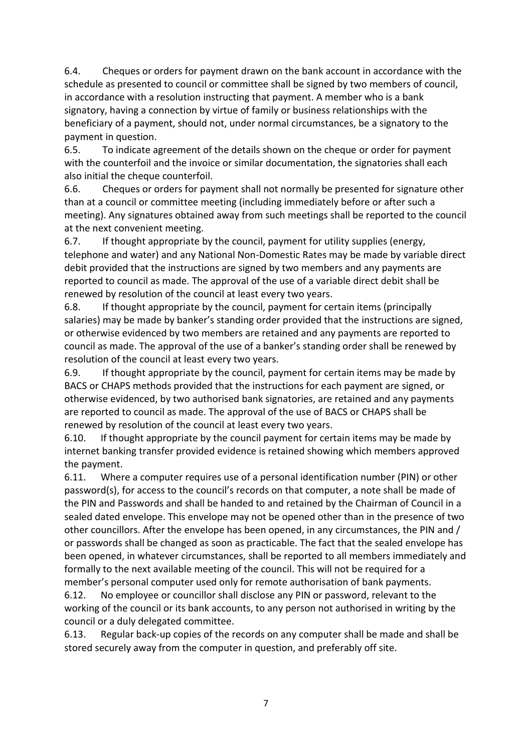6.4. Cheques or orders for payment drawn on the bank account in accordance with the schedule as presented to council or committee shall be signed by two members of council, in accordance with a resolution instructing that payment. A member who is a bank signatory, having a connection by virtue of family or business relationships with the beneficiary of a payment, should not, under normal circumstances, be a signatory to the payment in question.

6.5. To indicate agreement of the details shown on the cheque or order for payment with the counterfoil and the invoice or similar documentation, the signatories shall each also initial the cheque counterfoil.

6.6. Cheques or orders for payment shall not normally be presented for signature other than at a council or committee meeting (including immediately before or after such a meeting). Any signatures obtained away from such meetings shall be reported to the council at the next convenient meeting.

6.7. If thought appropriate by the council, payment for utility supplies (energy, telephone and water) and any National Non-Domestic Rates may be made by variable direct debit provided that the instructions are signed by two members and any payments are reported to council as made. The approval of the use of a variable direct debit shall be renewed by resolution of the council at least every two years.

6.8. If thought appropriate by the council, payment for certain items (principally salaries) may be made by banker's standing order provided that the instructions are signed, or otherwise evidenced by two members are retained and any payments are reported to council as made. The approval of the use of a banker's standing order shall be renewed by resolution of the council at least every two years.

6.9. If thought appropriate by the council, payment for certain items may be made by BACS or CHAPS methods provided that the instructions for each payment are signed, or otherwise evidenced, by two authorised bank signatories, are retained and any payments are reported to council as made. The approval of the use of BACS or CHAPS shall be renewed by resolution of the council at least every two years.

6.10. If thought appropriate by the council payment for certain items may be made by internet banking transfer provided evidence is retained showing which members approved the payment.

6.11. Where a computer requires use of a personal identification number (PIN) or other password(s), for access to the council's records on that computer, a note shall be made of the PIN and Passwords and shall be handed to and retained by the Chairman of Council in a sealed dated envelope. This envelope may not be opened other than in the presence of two other councillors. After the envelope has been opened, in any circumstances, the PIN and / or passwords shall be changed as soon as practicable. The fact that the sealed envelope has been opened, in whatever circumstances, shall be reported to all members immediately and formally to the next available meeting of the council. This will not be required for a member's personal computer used only for remote authorisation of bank payments.

6.12. No employee or councillor shall disclose any PIN or password, relevant to the working of the council or its bank accounts, to any person not authorised in writing by the council or a duly delegated committee.

6.13. Regular back-up copies of the records on any computer shall be made and shall be stored securely away from the computer in question, and preferably off site.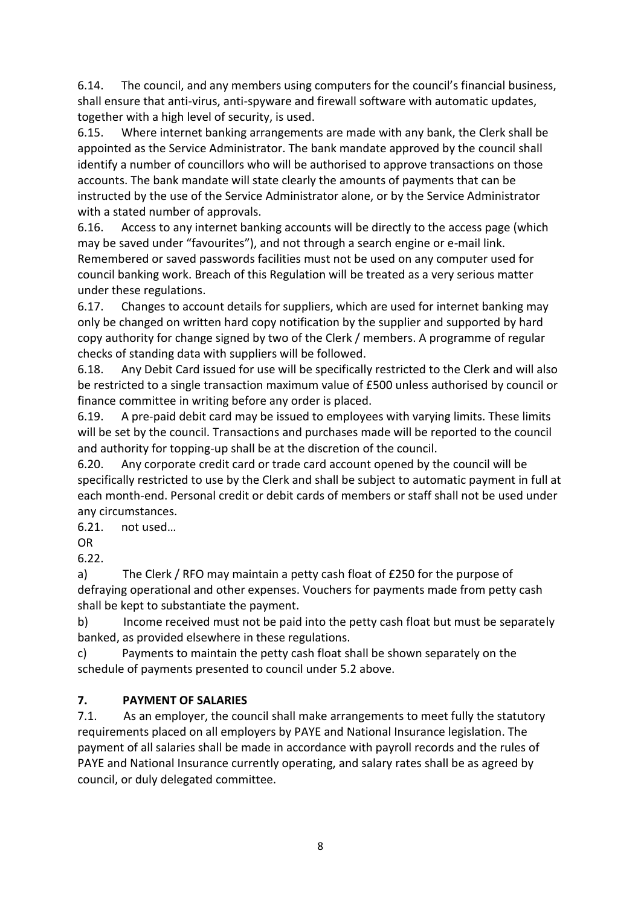6.14. The council, and any members using computers for the council's financial business, shall ensure that anti-virus, anti-spyware and firewall software with automatic updates, together with a high level of security, is used.

6.15. Where internet banking arrangements are made with any bank, the Clerk shall be appointed as the Service Administrator. The bank mandate approved by the council shall identify a number of councillors who will be authorised to approve transactions on those accounts. The bank mandate will state clearly the amounts of payments that can be instructed by the use of the Service Administrator alone, or by the Service Administrator with a stated number of approvals.

6.16. Access to any internet banking accounts will be directly to the access page (which may be saved under "favourites"), and not through a search engine or e-mail link. Remembered or saved passwords facilities must not be used on any computer used for council banking work. Breach of this Regulation will be treated as a very serious matter under these regulations.

6.17. Changes to account details for suppliers, which are used for internet banking may only be changed on written hard copy notification by the supplier and supported by hard copy authority for change signed by two of the Clerk / members. A programme of regular checks of standing data with suppliers will be followed.

6.18. Any Debit Card issued for use will be specifically restricted to the Clerk and will also be restricted to a single transaction maximum value of £500 unless authorised by council or finance committee in writing before any order is placed.

6.19. A pre-paid debit card may be issued to employees with varying limits. These limits will be set by the council. Transactions and purchases made will be reported to the council and authority for topping-up shall be at the discretion of the council.

6.20. Any corporate credit card or trade card account opened by the council will be specifically restricted to use by the Clerk and shall be subject to automatic payment in full at each month-end. Personal credit or debit cards of members or staff shall not be used under any circumstances.

6.21. not used…

OR

6.22.

a) The Clerk / RFO may maintain a petty cash float of £250 for the purpose of defraying operational and other expenses. Vouchers for payments made from petty cash shall be kept to substantiate the payment.

b) Income received must not be paid into the petty cash float but must be separately banked, as provided elsewhere in these regulations.

c) Payments to maintain the petty cash float shall be shown separately on the schedule of payments presented to council under 5.2 above.

## 7. PAYMENT OF SALARIES

7.1. As an employer, the council shall make arrangements to meet fully the statutory requirements placed on all employers by PAYE and National Insurance legislation. The payment of all salaries shall be made in accordance with payroll records and the rules of PAYE and National Insurance currently operating, and salary rates shall be as agreed by council, or duly delegated committee.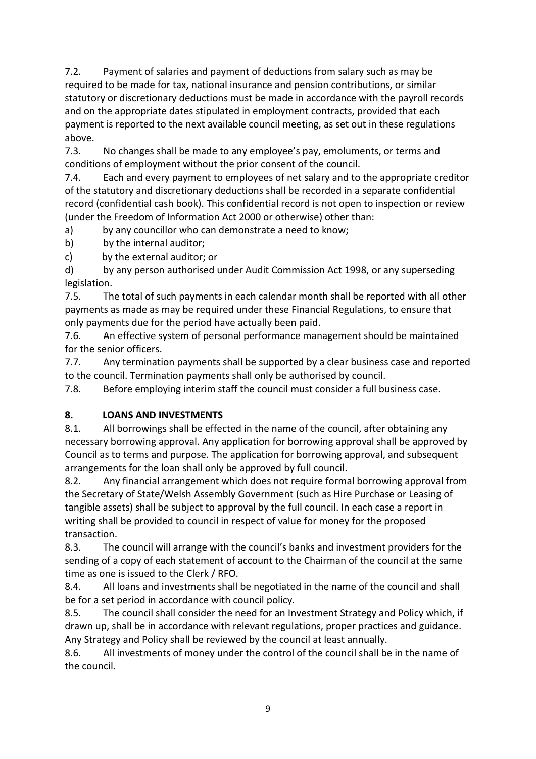7.2. Payment of salaries and payment of deductions from salary such as may be required to be made for tax, national insurance and pension contributions, or similar statutory or discretionary deductions must be made in accordance with the payroll records and on the appropriate dates stipulated in employment contracts, provided that each payment is reported to the next available council meeting, as set out in these regulations above.

7.3. No changes shall be made to any employee's pay, emoluments, or terms and conditions of employment without the prior consent of the council.

7.4. Each and every payment to employees of net salary and to the appropriate creditor of the statutory and discretionary deductions shall be recorded in a separate confidential record (confidential cash book). This confidential record is not open to inspection or review (under the Freedom of Information Act 2000 or otherwise) other than:

a) by any councillor who can demonstrate a need to know;

b) by the internal auditor;

c) by the external auditor; or

d) by any person authorised under Audit Commission Act 1998, or any superseding legislation.

7.5. The total of such payments in each calendar month shall be reported with all other payments as made as may be required under these Financial Regulations, to ensure that only payments due for the period have actually been paid.

7.6. An effective system of personal performance management should be maintained for the senior officers.

7.7. Any termination payments shall be supported by a clear business case and reported to the council. Termination payments shall only be authorised by council.

7.8. Before employing interim staff the council must consider a full business case.

## 8. LOANS AND INVESTMENTS

8.1. All borrowings shall be effected in the name of the council, after obtaining any necessary borrowing approval. Any application for borrowing approval shall be approved by Council as to terms and purpose. The application for borrowing approval, and subsequent arrangements for the loan shall only be approved by full council.

8.2. Any financial arrangement which does not require formal borrowing approval from the Secretary of State/Welsh Assembly Government (such as Hire Purchase or Leasing of tangible assets) shall be subject to approval by the full council. In each case a report in writing shall be provided to council in respect of value for money for the proposed transaction.

8.3. The council will arrange with the council's banks and investment providers for the sending of a copy of each statement of account to the Chairman of the council at the same time as one is issued to the Clerk / RFO.

8.4. All loans and investments shall be negotiated in the name of the council and shall be for a set period in accordance with council policy.

8.5. The council shall consider the need for an Investment Strategy and Policy which, if drawn up, shall be in accordance with relevant regulations, proper practices and guidance. Any Strategy and Policy shall be reviewed by the council at least annually.

8.6. All investments of money under the control of the council shall be in the name of the council.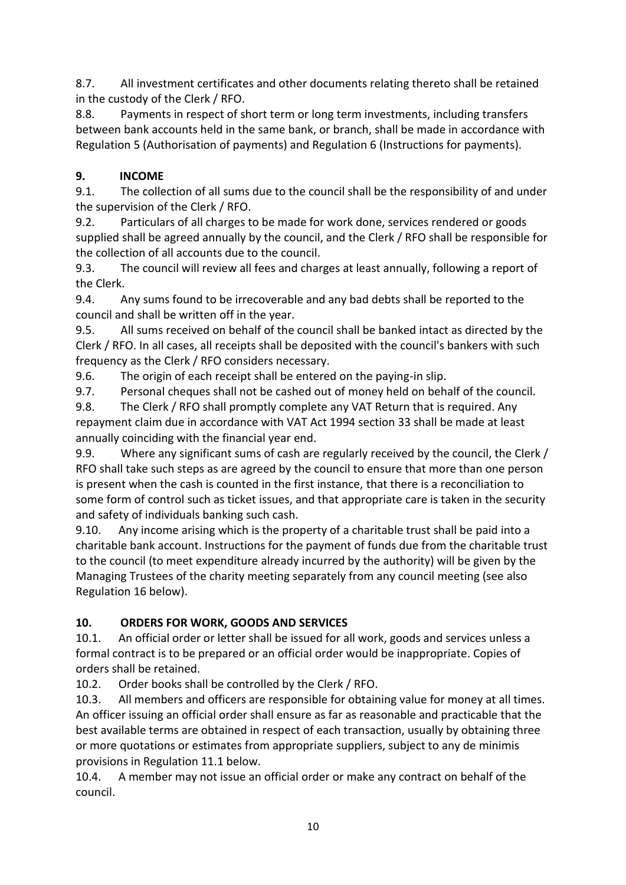8.7. All investment certificates and other documents relating thereto shall be retained in the custody of the Clerk / RFO.

8.8. Payments in respect of short term or long term investments, including transfers between bank accounts held in the same bank, or branch, shall be made in accordance with Regulation 5 (Authorisation of payments) and Regulation 6 (Instructions for payments).

## 9. INCOME

9.1. The collection of all sums due to the council shall be the responsibility of and under the supervision of the Clerk / RFO.

9.2. Particulars of all charges to be made for work done, services rendered or goods supplied shall be agreed annually by the council, and the Clerk / RFO shall be responsible for the collection of all accounts due to the council.

9.3. The council will review all fees and charges at least annually, following a report of the Clerk.

9.4. Any sums found to be irrecoverable and any bad debts shall be reported to the council and shall be written off in the year.

9.5. All sums received on behalf of the council shall be banked intact as directed by the Clerk / RFO. In all cases, all receipts shall be deposited with the council's bankers with such frequency as the Clerk / RFO considers necessary.

9.6. The origin of each receipt shall be entered on the paying-in slip.

9.7. Personal cheques shall not be cashed out of money held on behalf of the council.

9.8. The Clerk / RFO shall promptly complete any VAT Return that is required. Any repayment claim due in accordance with VAT Act 1994 section 33 shall be made at least annually coinciding with the financial year end.

9.9. Where any significant sums of cash are regularly received by the council, the Clerk / RFO shall take such steps as are agreed by the council to ensure that more than one person is present when the cash is counted in the first instance, that there is a reconciliation to some form of control such as ticket issues, and that appropriate care is taken in the security and safety of individuals banking such cash.

9.10. Any income arising which is the property of a charitable trust shall be paid into a charitable bank account. Instructions for the payment of funds due from the charitable trust to the council (to meet expenditure already incurred by the authority) will be given by the Managing Trustees of the charity meeting separately from any council meeting (see also Regulation 16 below).

## 10. ORDERS FOR WORK, GOODS AND SERVICES

10.1. An official order or letter shall be issued for all work, goods and services unless a formal contract is to be prepared or an official order would be inappropriate. Copies of orders shall be retained.

10.2. Order books shall be controlled by the Clerk / RFO.

10.3. All members and officers are responsible for obtaining value for money at all times. An officer issuing an official order shall ensure as far as reasonable and practicable that the best available terms are obtained in respect of each transaction, usually by obtaining three or more quotations or estimates from appropriate suppliers, subject to any de minimis provisions in Regulation 11.1 below.

10.4. A member may not issue an official order or make any contract on behalf of the council.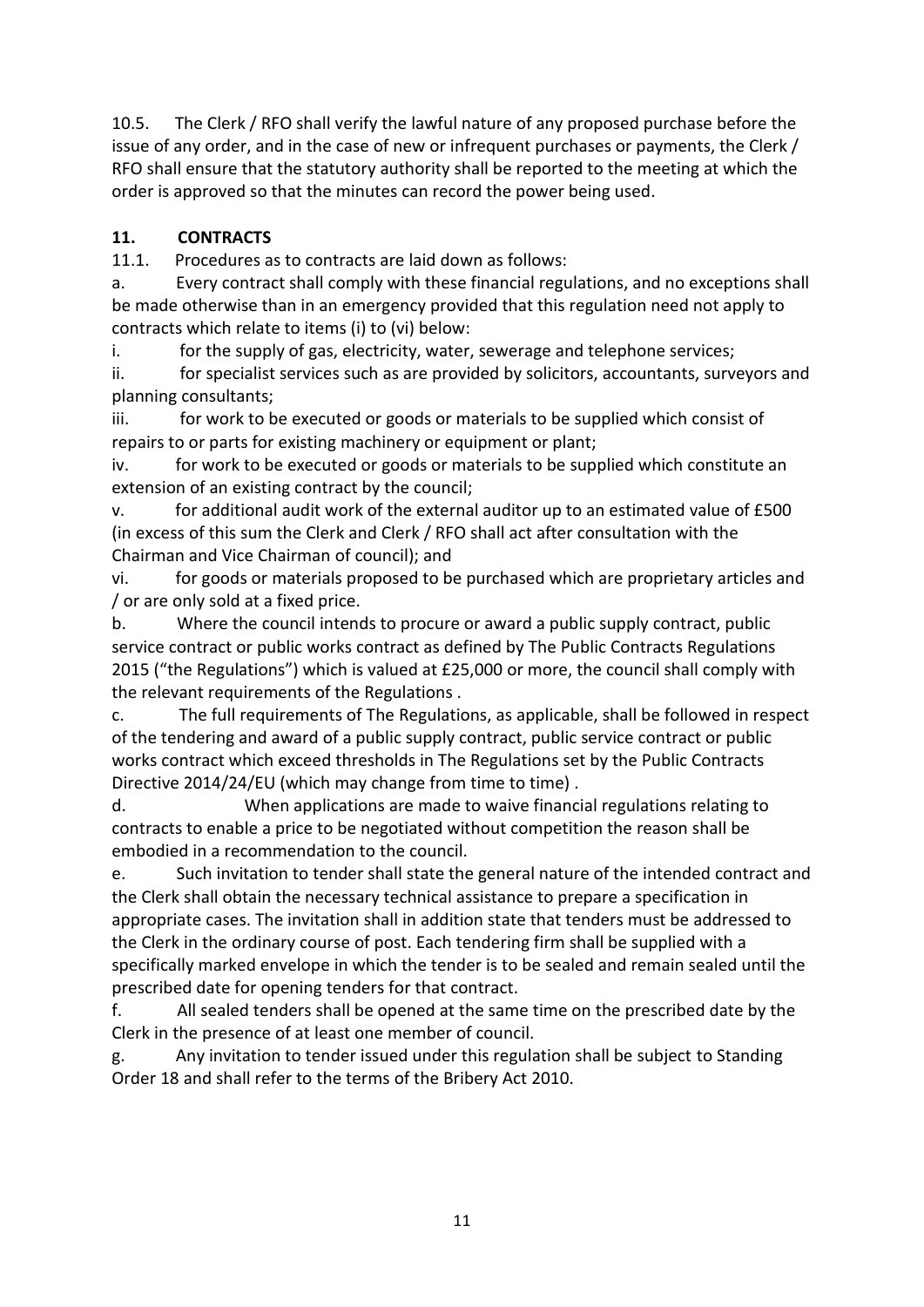10.5. The Clerk / RFO shall verify the lawful nature of any proposed purchase before the issue of any order, and in the case of new or infrequent purchases or payments, the Clerk / RFO shall ensure that the statutory authority shall be reported to the meeting at which the order is approved so that the minutes can record the power being used.

## 11. CONTRACTS

11.1. Procedures as to contracts are laid down as follows:

a. Every contract shall comply with these financial regulations, and no exceptions shall be made otherwise than in an emergency provided that this regulation need not apply to contracts which relate to items (i) to (vi) below:

i. for the supply of gas, electricity, water, sewerage and telephone services;

ii. for specialist services such as are provided by solicitors, accountants, surveyors and planning consultants;

iii. for work to be executed or goods or materials to be supplied which consist of repairs to or parts for existing machinery or equipment or plant;

iv. for work to be executed or goods or materials to be supplied which constitute an extension of an existing contract by the council;

v. for additional audit work of the external auditor up to an estimated value of £500 (in excess of this sum the Clerk and Clerk / RFO shall act after consultation with the Chairman and Vice Chairman of council); and

vi. for goods or materials proposed to be purchased which are proprietary articles and / or are only sold at a fixed price.

b. Where the council intends to procure or award a public supply contract, public service contract or public works contract as defined by The Public Contracts Regulations 2015 ("the Regulations") which is valued at £25,000 or more, the council shall comply with the relevant requirements of the Regulations .

c. The full requirements of The Regulations, as applicable, shall be followed in respect of the tendering and award of a public supply contract, public service contract or public works contract which exceed thresholds in The Regulations set by the Public Contracts Directive 2014/24/EU (which may change from time to time) .

d. When applications are made to waive financial regulations relating to contracts to enable a price to be negotiated without competition the reason shall be embodied in a recommendation to the council.

e. Such invitation to tender shall state the general nature of the intended contract and the Clerk shall obtain the necessary technical assistance to prepare a specification in appropriate cases. The invitation shall in addition state that tenders must be addressed to the Clerk in the ordinary course of post. Each tendering firm shall be supplied with a specifically marked envelope in which the tender is to be sealed and remain sealed until the prescribed date for opening tenders for that contract.

f. All sealed tenders shall be opened at the same time on the prescribed date by the Clerk in the presence of at least one member of council.

g. Any invitation to tender issued under this regulation shall be subject to Standing Order 18 and shall refer to the terms of the Bribery Act 2010.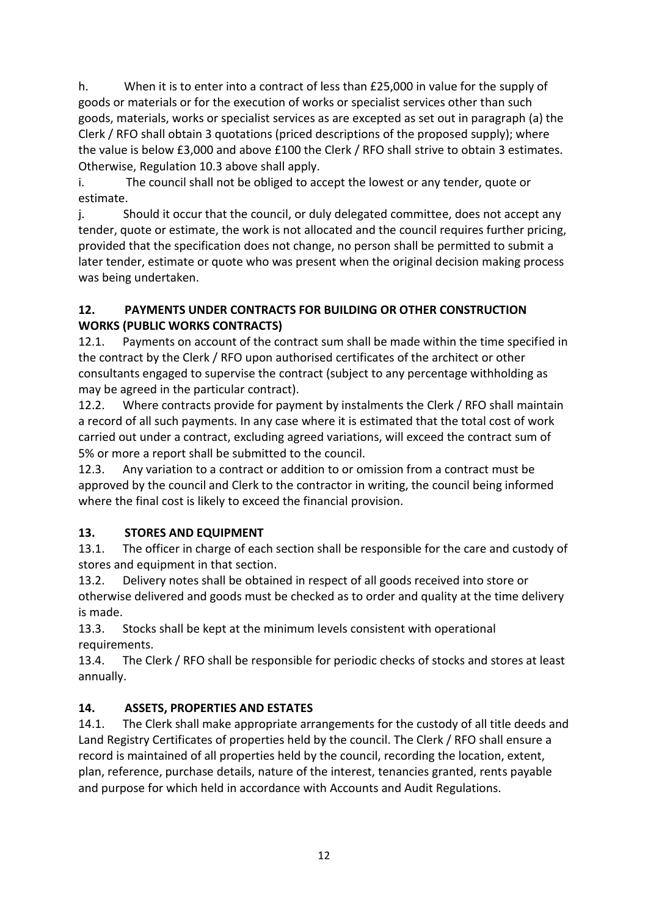h. When it is to enter into a contract of less than £25,000 in value for the supply of goods or materials or for the execution of works or specialist services other than such goods, materials, works or specialist services as are excepted as set out in paragraph (a) the Clerk / RFO shall obtain 3 quotations (priced descriptions of the proposed supply); where the value is below £3,000 and above £100 the Clerk / RFO shall strive to obtain 3 estimates. Otherwise, Regulation 10.3 above shall apply.

i. The council shall not be obliged to accept the lowest or any tender, quote or estimate.

j. Should it occur that the council, or duly delegated committee, does not accept any tender, quote or estimate, the work is not allocated and the council requires further pricing, provided that the specification does not change, no person shall be permitted to submit a later tender, estimate or quote who was present when the original decision making process was being undertaken.

## 12. PAYMENTS UNDER CONTRACTS FOR BUILDING OR OTHER CONSTRUCTION WORKS (PUBLIC WORKS CONTRACTS)

12.1. Payments on account of the contract sum shall be made within the time specified in the contract by the Clerk / RFO upon authorised certificates of the architect or other consultants engaged to supervise the contract (subject to any percentage withholding as may be agreed in the particular contract).

12.2. Where contracts provide for payment by instalments the Clerk / RFO shall maintain a record of all such payments. In any case where it is estimated that the total cost of work carried out under a contract, excluding agreed variations, will exceed the contract sum of 5% or more a report shall be submitted to the council.

12.3. Any variation to a contract or addition to or omission from a contract must be approved by the council and Clerk to the contractor in writing, the council being informed where the final cost is likely to exceed the financial provision.

## 13. STORES AND EQUIPMENT

13.1. The officer in charge of each section shall be responsible for the care and custody of stores and equipment in that section.

13.2. Delivery notes shall be obtained in respect of all goods received into store or otherwise delivered and goods must be checked as to order and quality at the time delivery is made.

13.3. Stocks shall be kept at the minimum levels consistent with operational requirements.

13.4. The Clerk / RFO shall be responsible for periodic checks of stocks and stores at least annually.

## 14. ASSETS, PROPERTIES AND ESTATES

14.1. The Clerk shall make appropriate arrangements for the custody of all title deeds and Land Registry Certificates of properties held by the council. The Clerk / RFO shall ensure a record is maintained of all properties held by the council, recording the location, extent, plan, reference, purchase details, nature of the interest, tenancies granted, rents payable and purpose for which held in accordance with Accounts and Audit Regulations.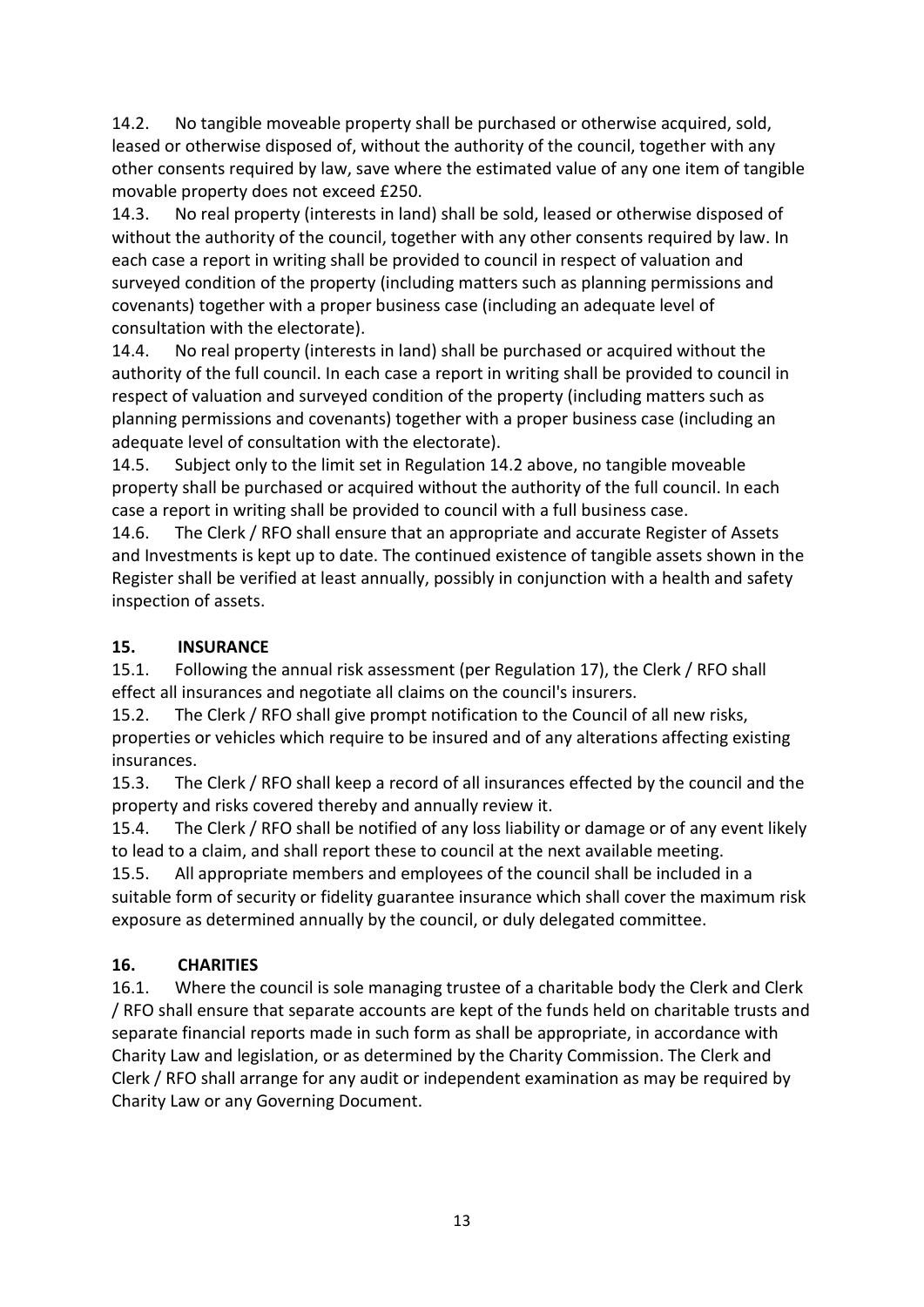14.2. No tangible moveable property shall be purchased or otherwise acquired, sold, leased or otherwise disposed of, without the authority of the council, together with any other consents required by law, save where the estimated value of any one item of tangible movable property does not exceed £250.

14.3. No real property (interests in land) shall be sold, leased or otherwise disposed of without the authority of the council, together with any other consents required by law. In each case a report in writing shall be provided to council in respect of valuation and surveyed condition of the property (including matters such as planning permissions and covenants) together with a proper business case (including an adequate level of consultation with the electorate).

14.4. No real property (interests in land) shall be purchased or acquired without the authority of the full council. In each case a report in writing shall be provided to council in respect of valuation and surveyed condition of the property (including matters such as planning permissions and covenants) together with a proper business case (including an adequate level of consultation with the electorate).

14.5. Subject only to the limit set in Regulation 14.2 above, no tangible moveable property shall be purchased or acquired without the authority of the full council. In each case a report in writing shall be provided to council with a full business case.

14.6. The Clerk / RFO shall ensure that an appropriate and accurate Register of Assets and Investments is kept up to date. The continued existence of tangible assets shown in the Register shall be verified at least annually, possibly in conjunction with a health and safety inspection of assets.

## 15. INSURANCE

15.1. Following the annual risk assessment (per Regulation 17), the Clerk / RFO shall effect all insurances and negotiate all claims on the council's insurers.

15.2. The Clerk / RFO shall give prompt notification to the Council of all new risks, properties or vehicles which require to be insured and of any alterations affecting existing insurances.

15.3. The Clerk / RFO shall keep a record of all insurances effected by the council and the property and risks covered thereby and annually review it.

15.4. The Clerk / RFO shall be notified of any loss liability or damage or of any event likely to lead to a claim, and shall report these to council at the next available meeting.

15.5. All appropriate members and employees of the council shall be included in a suitable form of security or fidelity guarantee insurance which shall cover the maximum risk exposure as determined annually by the council, or duly delegated committee.

## 16. CHARITIES

16.1. Where the council is sole managing trustee of a charitable body the Clerk and Clerk / RFO shall ensure that separate accounts are kept of the funds held on charitable trusts and separate financial reports made in such form as shall be appropriate, in accordance with Charity Law and legislation, or as determined by the Charity Commission. The Clerk and Clerk / RFO shall arrange for any audit or independent examination as may be required by Charity Law or any Governing Document.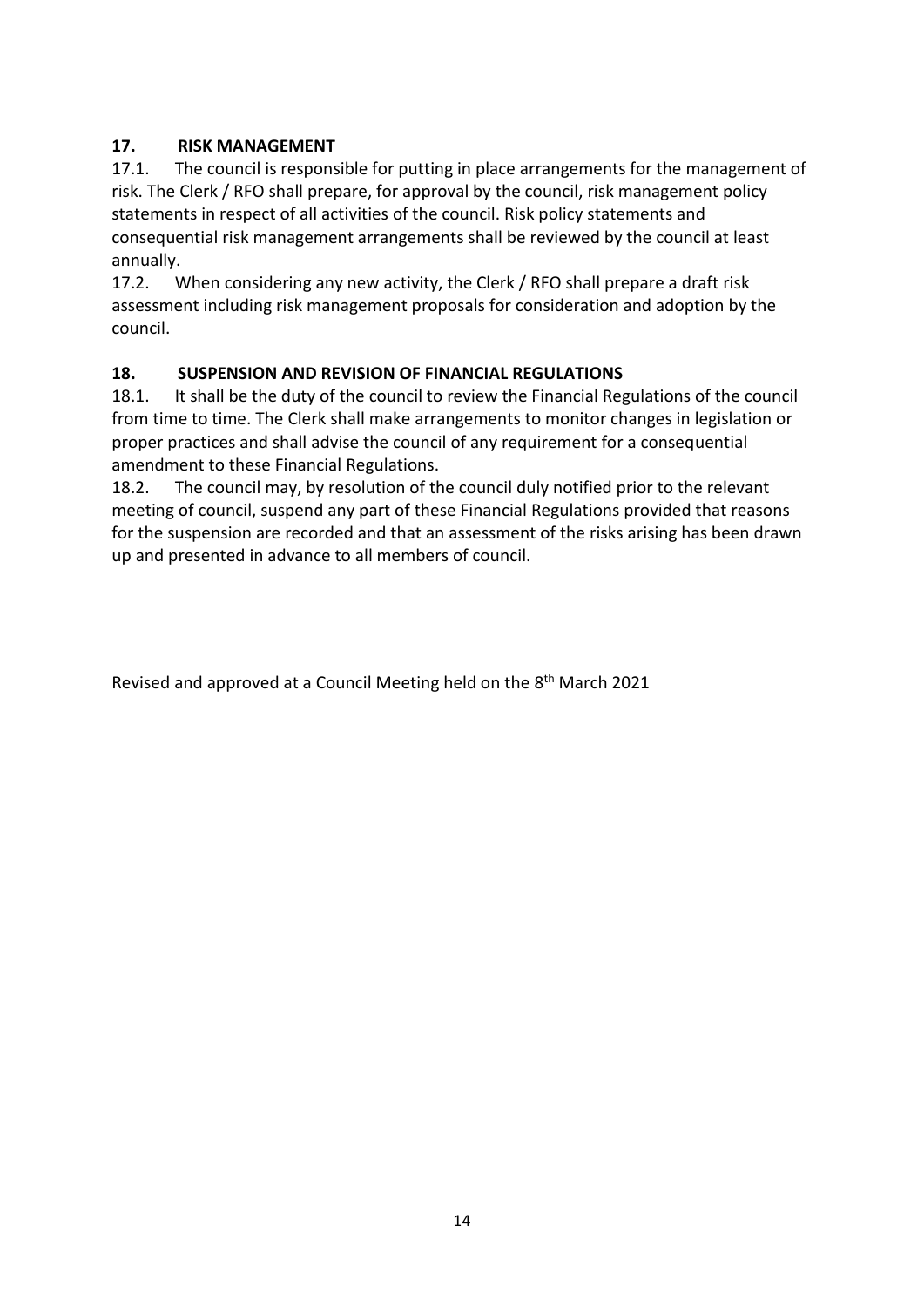## 17. RISK MANAGEMENT

17.1. The council is responsible for putting in place arrangements for the management of risk. The Clerk / RFO shall prepare, for approval by the council, risk management policy statements in respect of all activities of the council. Risk policy statements and consequential risk management arrangements shall be reviewed by the council at least annually.

17.2. When considering any new activity, the Clerk / RFO shall prepare a draft risk assessment including risk management proposals for consideration and adoption by the council.

## 18. SUSPENSION AND REVISION OF FINANCIAL REGULATIONS

18.1. It shall be the duty of the council to review the Financial Regulations of the council from time to time. The Clerk shall make arrangements to monitor changes in legislation or proper practices and shall advise the council of any requirement for a consequential amendment to these Financial Regulations.

18.2. The council may, by resolution of the council duly notified prior to the relevant meeting of council, suspend any part of these Financial Regulations provided that reasons for the suspension are recorded and that an assessment of the risks arising has been drawn up and presented in advance to all members of council.

Revised and approved at a Council Meeting held on the 8th March 2021